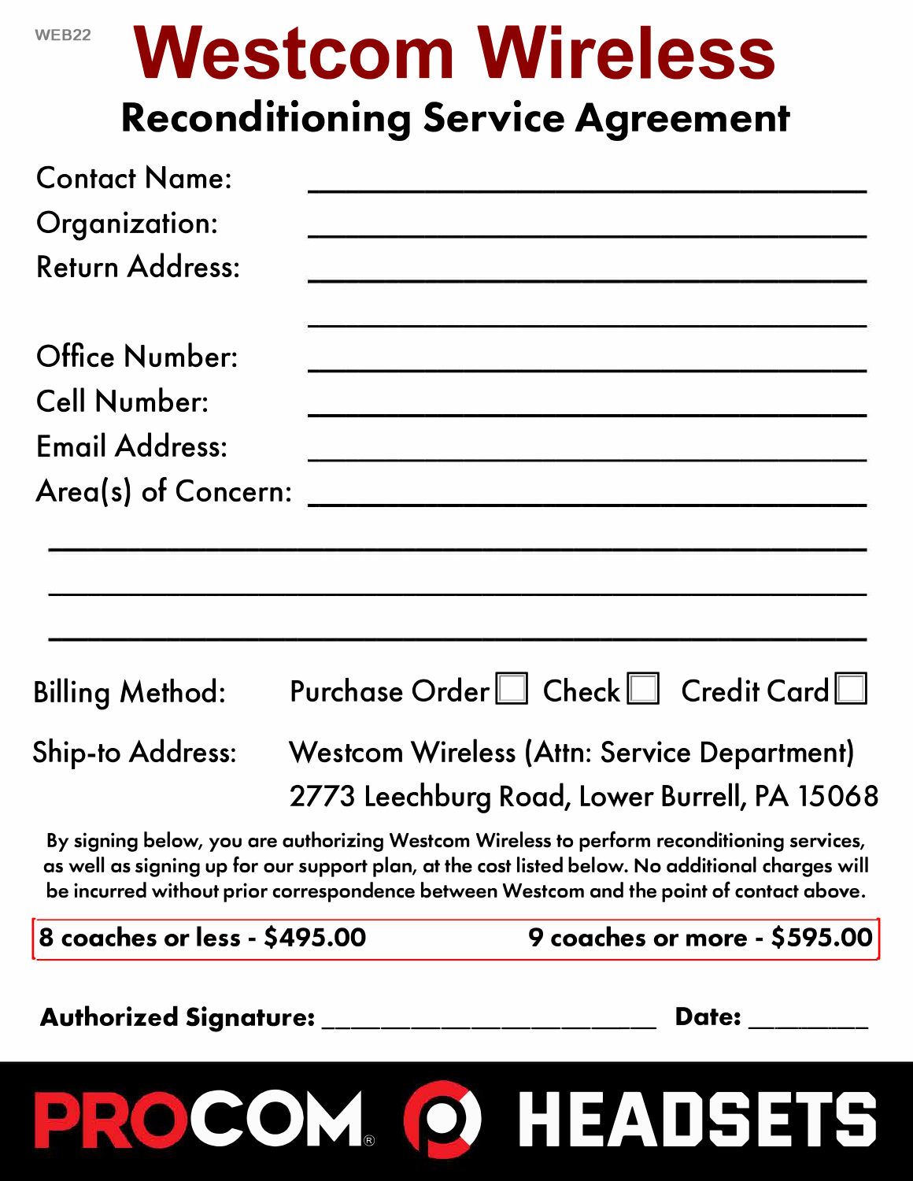WEB22

# Westcom Wireless

## Reconditioning Service Agreement

Contact Name: ______________________________

Organization: ______________________________

Return Address: ______________________________

______________________________

Office Number: ______________________________

Cell Number: ______________________________

Email Address: ______________________________

Area(s) of Concern: ______________________________

______________________________________________

______________________________________________

______________________________________________

Billing Method: Purchase Order ☐ Check ☐ Credit Card ☐

Ship-to Address: Westcom Wireless (Attn: Service Department)
2773 Leechburg Road, Lower Burrell, PA 15068

By signing below, you are authorizing Westcom Wireless to perform reconditioning services, as well as signing up for our support plan, at the cost listed below. No additional charges will be incurred without prior correspondence between Westcom and the point of contact above.

**8 coaches or less - $495.00** **9 coaches or more - $595.00**

**Authorized Signature:** ______________________ **Date:** __________

PROCOM HEADSETS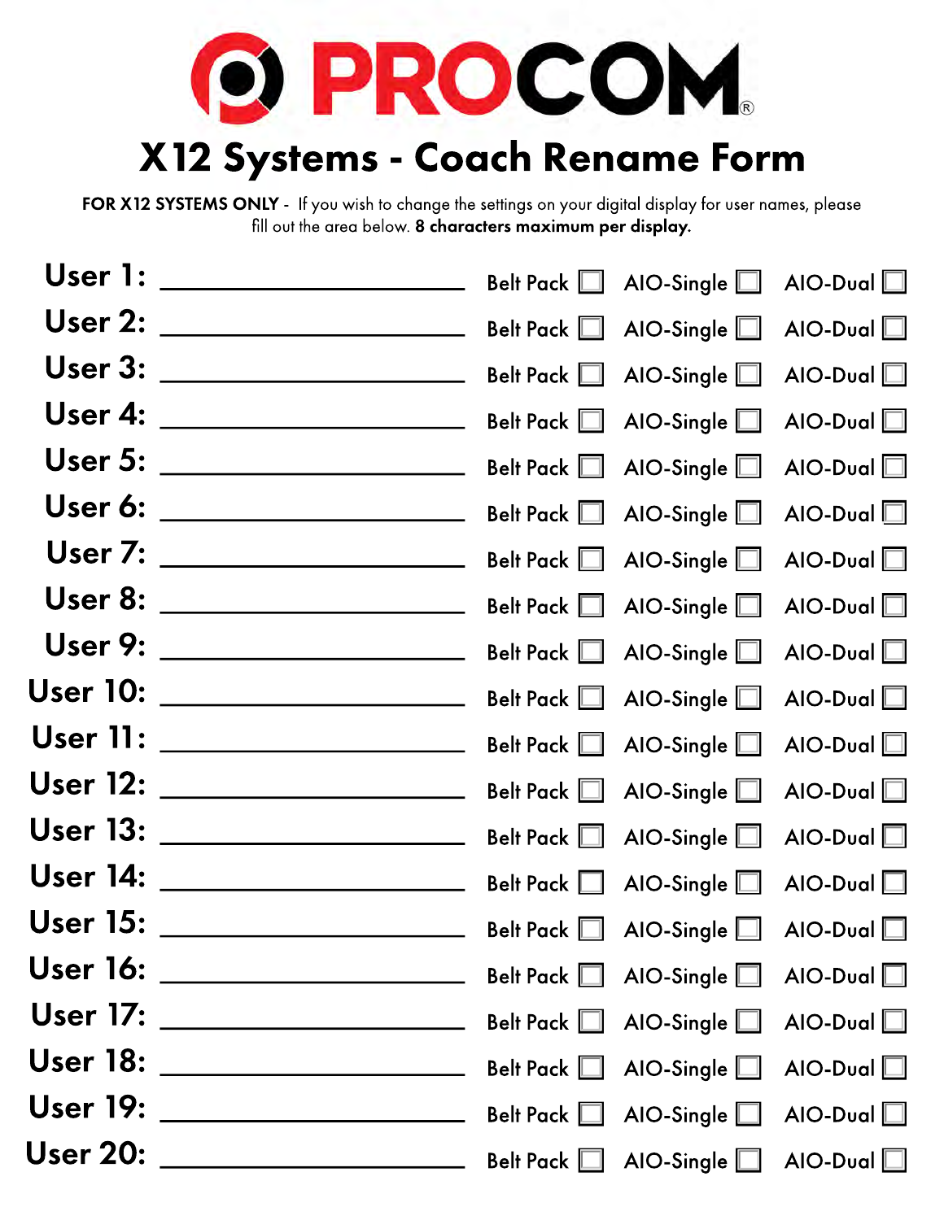# PROCOM®

## X12 Systems - Coach Rename Form

**FOR X12 SYSTEMS ONLY** - If you wish to change the settings on your digital display for user names, please fill out the area below. **8 characters maximum per display.**

| | | | | |
|---|---|---|---|---|
| **User 1:** | ______________________ | Belt Pack ☐ | AIO-Single ☐ | AIO-Dual ☐ |
| **User 2:** | ______________________ | Belt Pack ☐ | AIO-Single ☐ | AIO-Dual ☐ |
| **User 3:** | ______________________ | Belt Pack ☐ | AIO-Single ☐ | AIO-Dual ☐ |
| **User 4:** | ______________________ | Belt Pack ☐ | AIO-Single ☐ | AIO-Dual ☐ |
| **User 5:** | ______________________ | Belt Pack ☐ | AIO-Single ☐ | AIO-Dual ☐ |
| **User 6:** | ______________________ | Belt Pack ☐ | AIO-Single ☐ | AIO-Dual ☐ |
| **User 7:** | ______________________ | Belt Pack ☐ | AIO-Single ☐ | AIO-Dual ☐ |
| **User 8:** | ______________________ | Belt Pack ☐ | AIO-Single ☐ | AIO-Dual ☐ |
| **User 9:** | ______________________ | Belt Pack ☐ | AIO-Single ☐ | AIO-Dual ☐ |
| **User 10:** | ______________________ | Belt Pack ☐ | AIO-Single ☐ | AIO-Dual ☐ |
| **User 11:** | ______________________ | Belt Pack ☐ | AIO-Single ☐ | AIO-Dual ☐ |
| **User 12:** | ______________________ | Belt Pack ☐ | AIO-Single ☐ | AIO-Dual ☐ |
| **User 13:** | ______________________ | Belt Pack ☐ | AIO-Single ☐ | AIO-Dual ☐ |
| **User 14:** | ______________________ | Belt Pack ☐ | AIO-Single ☐ | AIO-Dual ☐ |
| **User 15:** | ______________________ | Belt Pack ☐ | AIO-Single ☐ | AIO-Dual ☐ |
| **User 16:** | ______________________ | Belt Pack ☐ | AIO-Single ☐ | AIO-Dual ☐ |
| **User 17:** | ______________________ | Belt Pack ☐ | AIO-Single ☐ | AIO-Dual ☐ |
| **User 18:** | ______________________ | Belt Pack ☐ | AIO-Single ☐ | AIO-Dual ☐ |
| **User 19:** | ______________________ | Belt Pack ☐ | AIO-Single ☐ | AIO-Dual ☐ |
| **User 20:** | ______________________ | Belt Pack ☐ | AIO-Single ☐ | AIO-Dual ☐ |